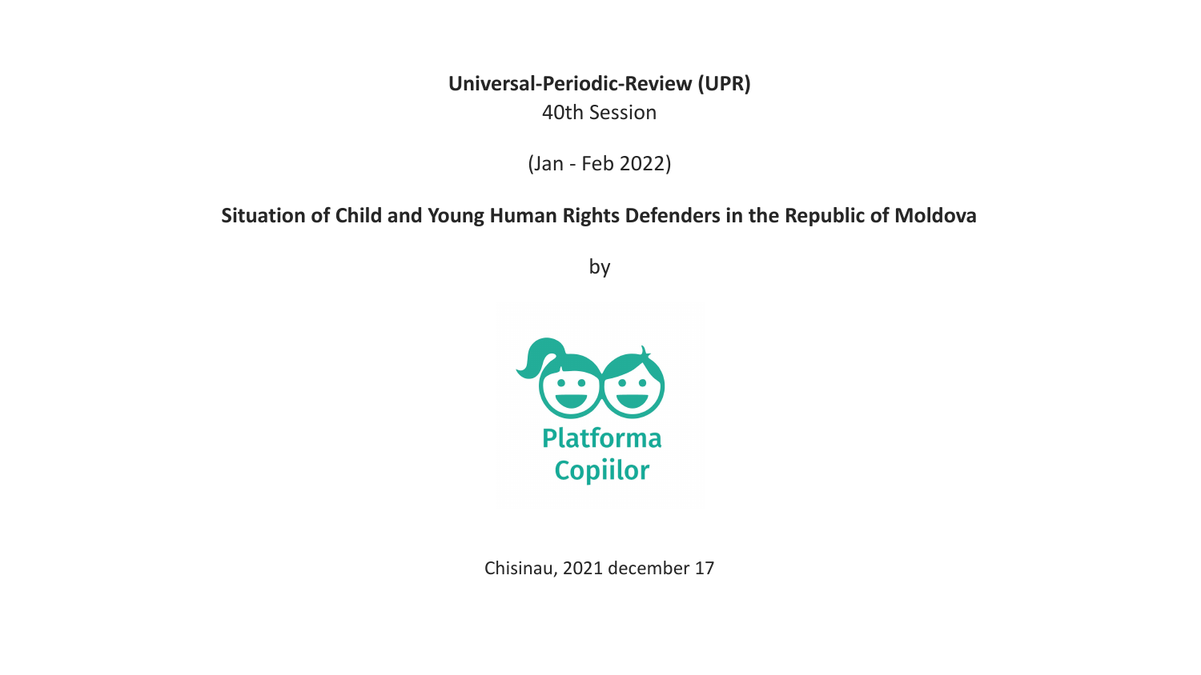**Universal-Periodic-Review (UPR)**

40th Session

(Jan - Feb 2022)

# Situation of Child and Young Human Rights Defenders in the Republic of Moldova

by

Platforma Copiilor

Chisinau, 2021 december 17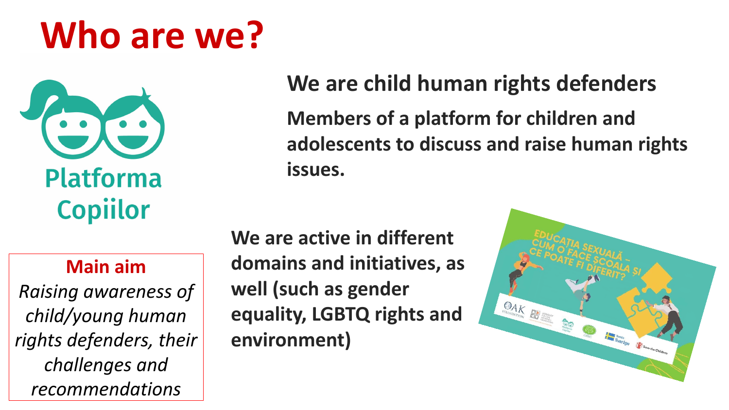# Who are we?

Platforma Copiilor

## We are child human rights defenders

**Members of a platform for children and adolescents to discuss and raise human rights issues.**

**Main aim**

*Raising awareness of child/young human rights defenders, their challenges and recommendations*

**We are active in different domains and initiatives, as well (such as gender equality, LGBTQ rights and environment)**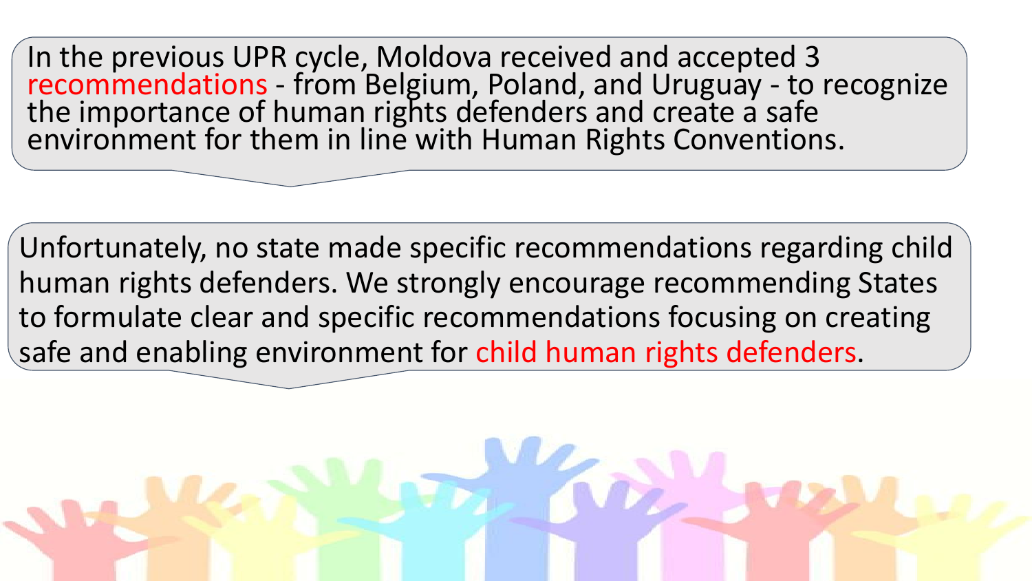In the previous UPR cycle, Moldova received and accepted 3 recommendations - from Belgium, Poland, and Uruguay - to recognize the importance of human rights defenders and create a safe environment for them in line with Human Rights Conventions.

Unfortunately, no state made specific recommendations regarding child human rights defenders. We strongly encourage recommending States to formulate clear and specific recommendations focusing on creating safe and enabling environment for child human rights defenders.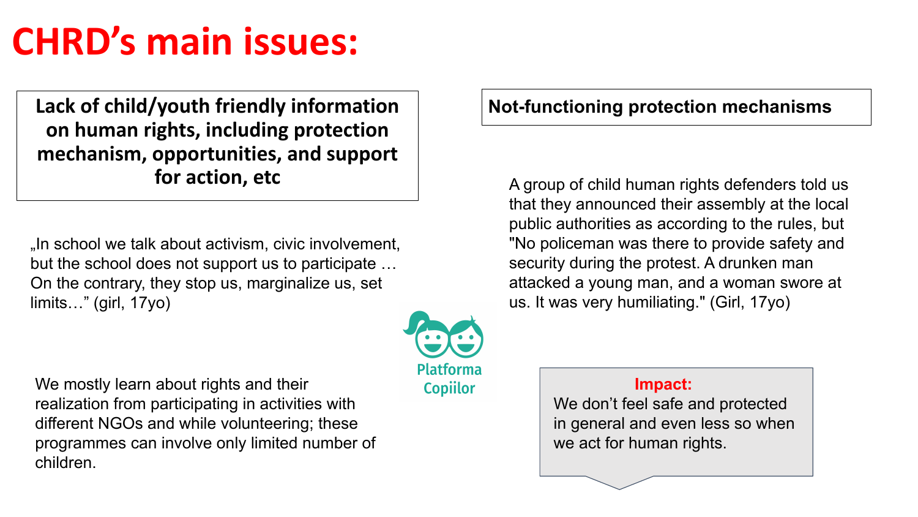# CHRD's main issues:

**Lack of child/youth friendly information on human rights, including protection mechanism, opportunities, and support for action, etc**

„In school we talk about activism, civic involvement, but the school does not support us to participate … On the contrary, they stop us, marginalize us, set limits…" (girl, 17yo)

We mostly learn about rights and their realization from participating in activities with different NGOs and while volunteering; these programmes can involve only limited number of children.

**Not-functioning protection mechanisms**

A group of child human rights defenders told us that they announced their assembly at the local public authorities as according to the rules, but "No policeman was there to provide safety and security during the protest. A drunken man attacked a young man, and a woman swore at us. It was very humiliating." (Girl, 17yo)

**Impact:**
We don't feel safe and protected in general and even less so when we act for human rights.

Platforma Copiilor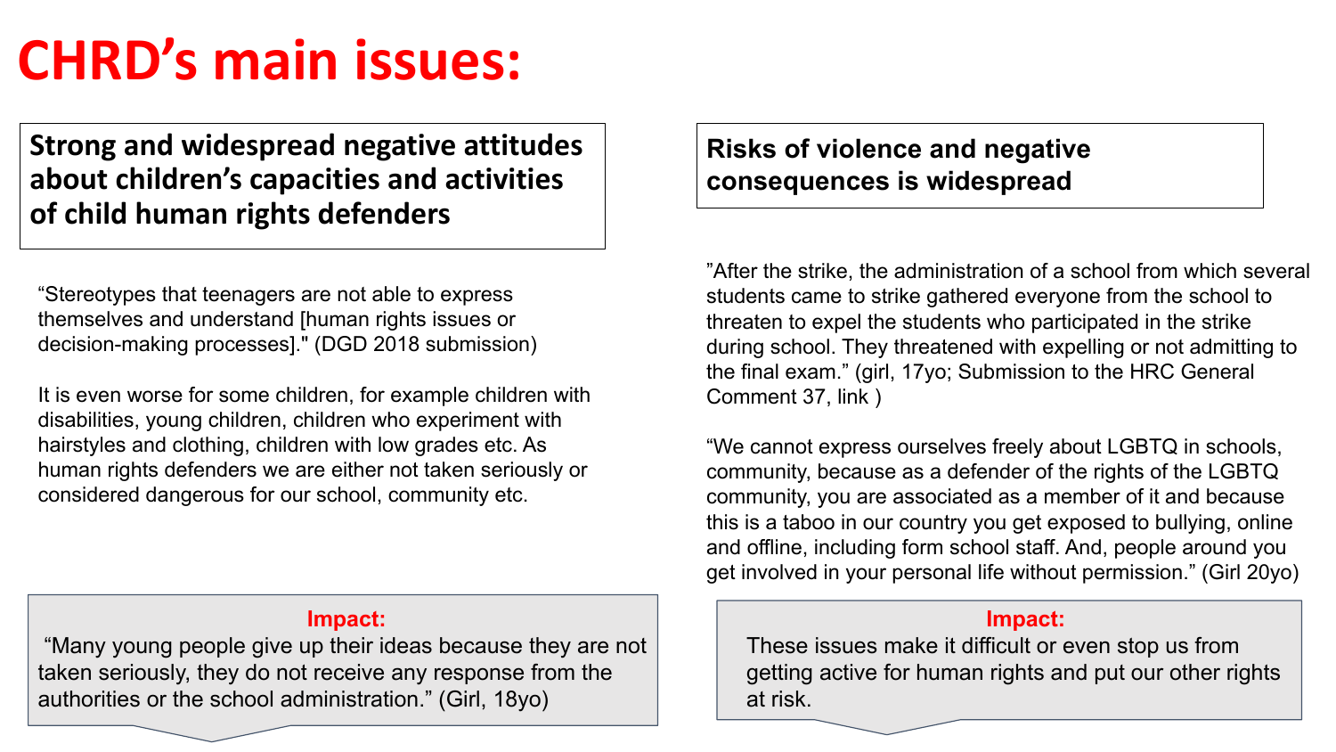# CHRD's main issues:

## Strong and widespread negative attitudes about children's capacities and activities of child human rights defenders

"Stereotypes that teenagers are not able to express themselves and understand [human rights issues or decision-making processes]." (DGD 2018 submission)

It is even worse for some children, for example children with disabilities, young children, children who experiment with hairstyles and clothing, children with low grades etc. As human rights defenders we are either not taken seriously or considered dangerous for our school, community etc.

**Impact:**

"Many young people give up their ideas because they are not taken seriously, they do not receive any response from the authorities or the school administration." (Girl, 18yo)

## Risks of violence and negative consequences is widespread

"After the strike, the administration of a school from which several students came to strike gathered everyone from the school to threaten to expel the students who participated in the strike during school. They threatened with expelling or not admitting to the final exam." (girl, 17yo; Submission to the HRC General Comment 37, link )

"We cannot express ourselves freely about LGBTQ in schools, community, because as a defender of the rights of the LGBTQ community, you are associated as a member of it and because this is a taboo in our country you get exposed to bullying, online and offline, including form school staff. And, people around you get involved in your personal life without permission." (Girl 20yo)

**Impact:**

These issues make it difficult or even stop us from getting active for human rights and put our other rights at risk.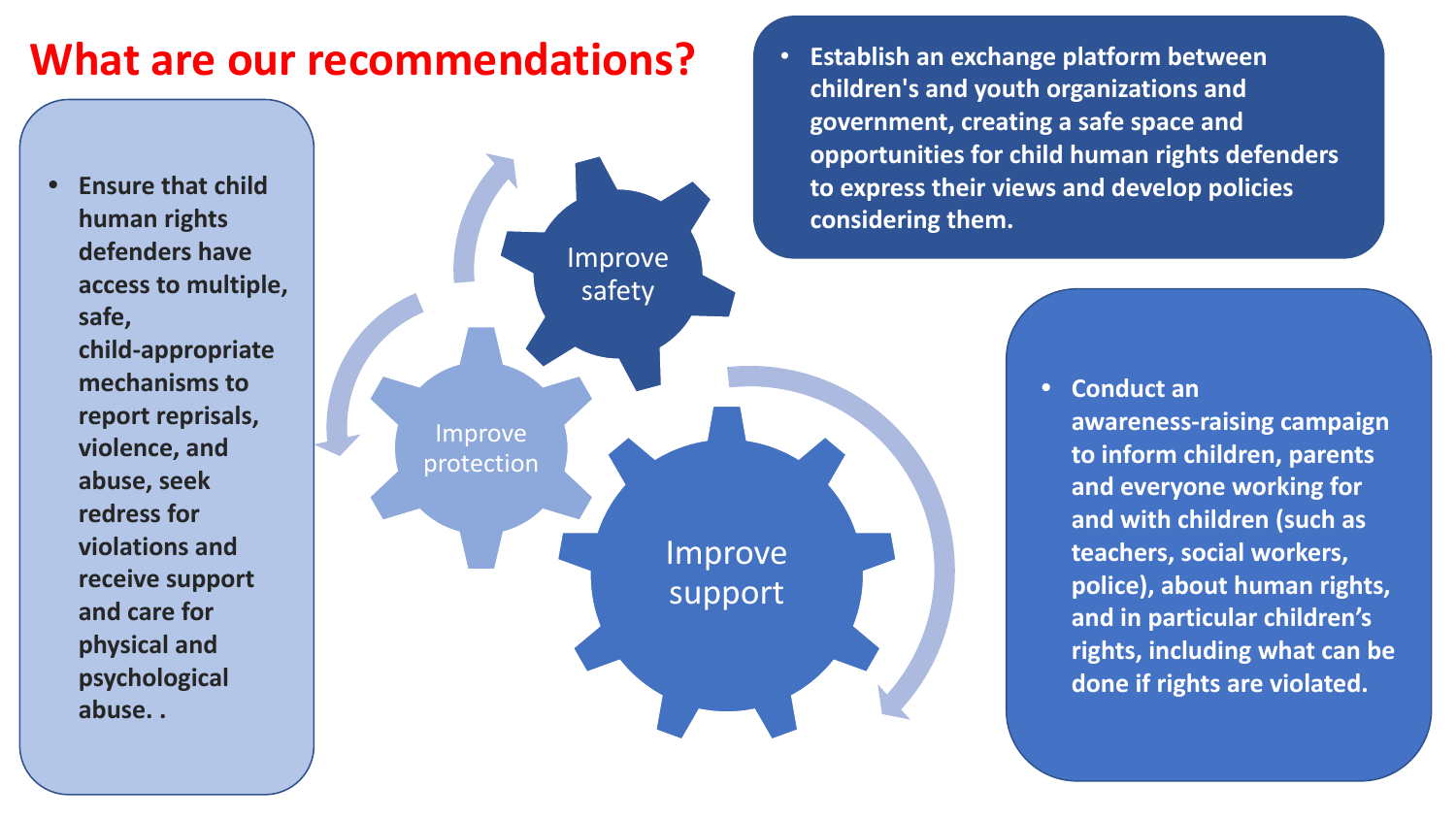# What are our recommendations?

- Ensure that child human rights defenders have access to multiple, safe, child-appropriate mechanisms to report reprisals, violence, and abuse, seek redress for violations and receive support and care for physical and psychological abuse. .

Improve safety

Improve protection

Improve support

- Establish an exchange platform between children's and youth organizations and government, creating a safe space and opportunities for child human rights defenders to express their views and develop policies considering them.

- Conduct an awareness-raising campaign to inform children, parents and everyone working for and with children (such as teachers, social workers, police), about human rights, and in particular children's rights, including what can be done if rights are violated.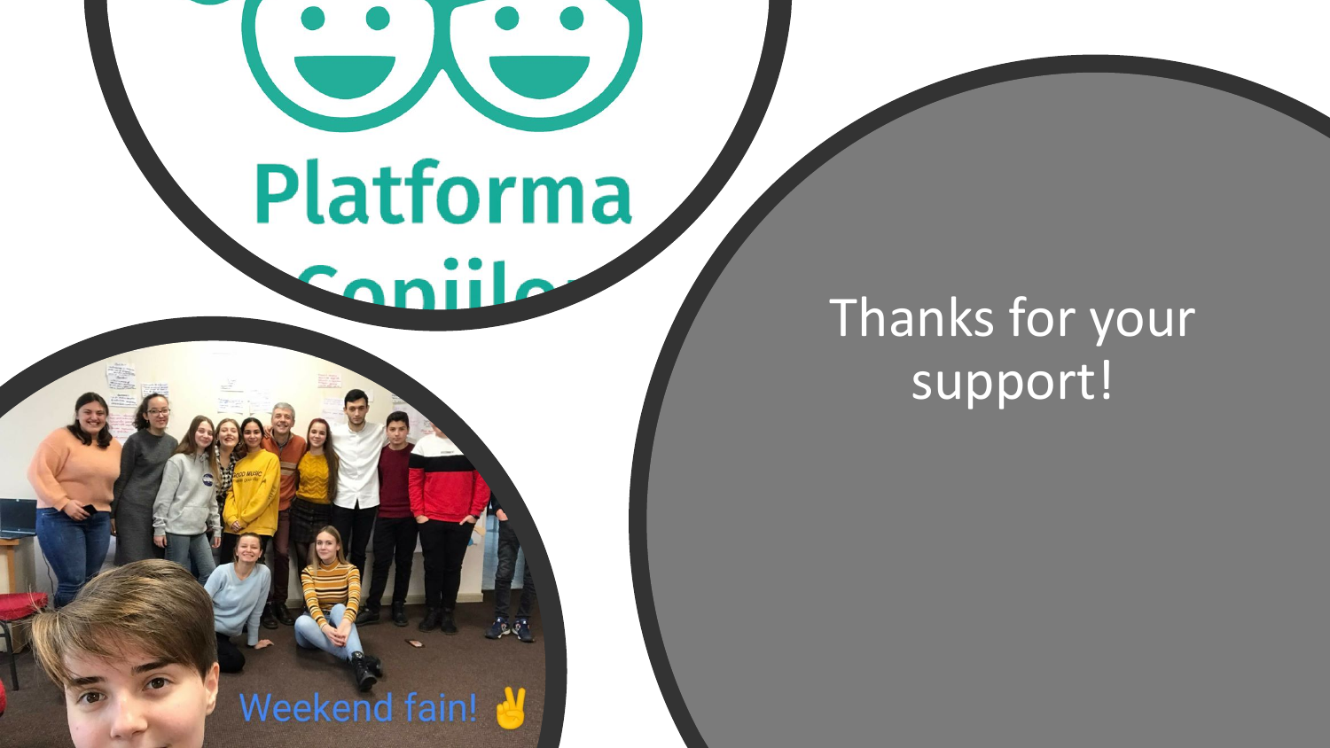Platforma Copiilor

Weekend fain! ✌

Thanks for your support!